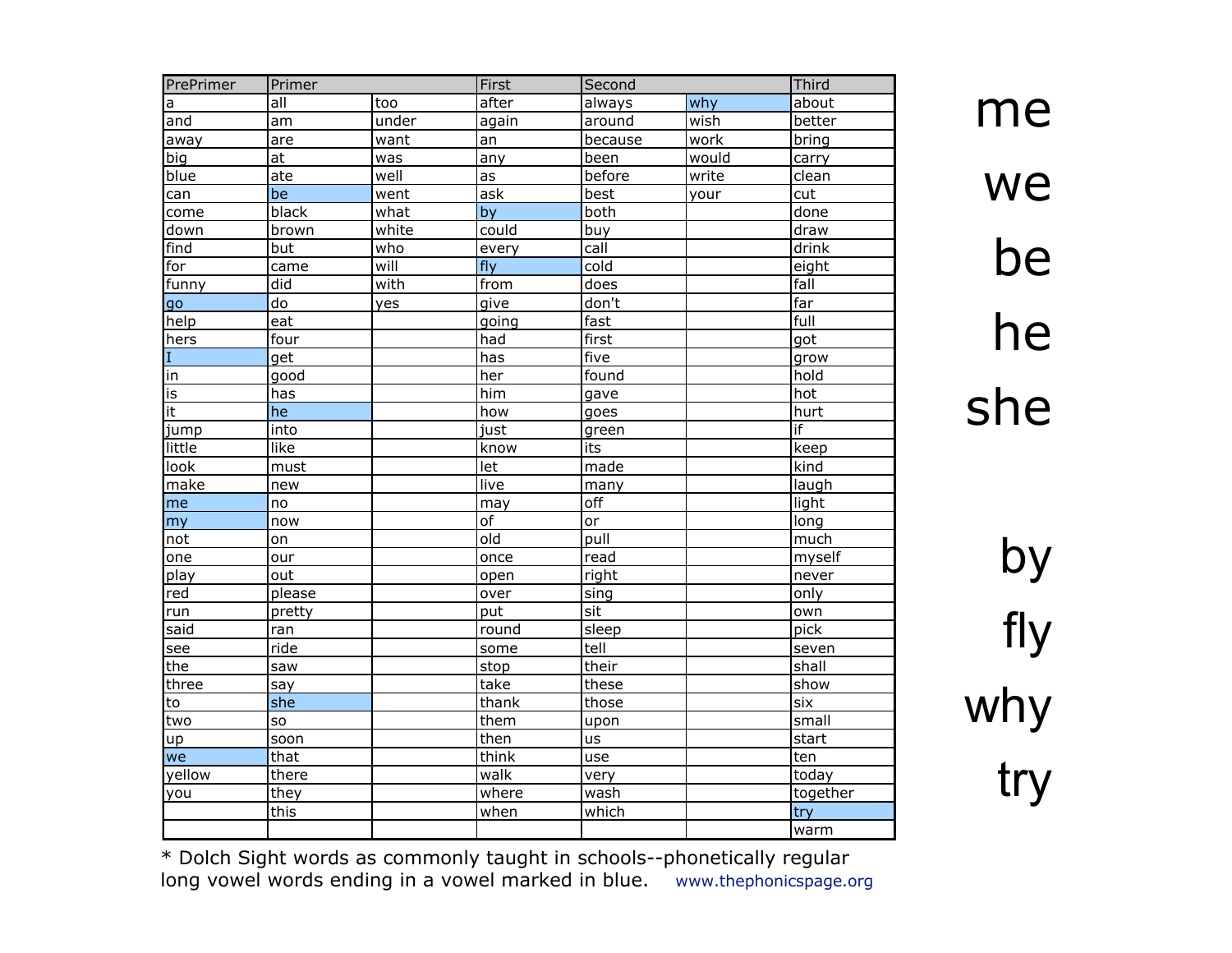| PrePrimer | Primer | | First | Second | | Third |
|---|---|---|---|---|---|---|
| a | all | too | after | always | why | about |
| and | am | under | again | around | wish | better |
| away | are | want | an | because | work | bring |
| big | at | was | any | been | would | carry |
| blue | ate | well | as | before | write | clean |
| can | be | went | ask | best | your | cut |
| come | black | what | by | both | | done |
| down | brown | white | could | buy | | draw |
| find | but | who | every | call | | drink |
| for | came | will | fly | cold | | eight |
| funny | did | with | from | does | | fall |
| go | do | yes | give | don't | | far |
| help | eat | | going | fast | | full |
| hers | four | | had | first | | got |
| I | get | | has | five | | grow |
| in | good | | her | found | | hold |
| is | has | | him | gave | | hot |
| it | he | | how | goes | | hurt |
| jump | into | | just | green | | if |
| little | like | | know | its | | keep |
| look | must | | let | made | | kind |
| make | new | | live | many | | laugh |
| me | no | | may | off | | light |
| my | now | | of | or | | long |
| not | on | | old | pull | | much |
| one | our | | once | read | | myself |
| play | out | | open | right | | never |
| red | please | | over | sing | | only |
| run | pretty | | put | sit | | own |
| said | ran | | round | sleep | | pick |
| see | ride | | some | tell | | seven |
| the | saw | | stop | their | | shall |
| three | say | | take | these | | show |
| to | she | | thank | those | | six |
| two | so | | them | upon | | small |
| up | soon | | then | us | | start |
| we | that | | think | use | | ten |
| yellow | there | | walk | very | | today |
| you | they | | where | wash | | together |
| | this | | when | which | | try |
| | | | | | | warm |

* Dolch Sight words as commonly taught in schools--phonetically regular long vowel words ending in a vowel marked in blue. www.thephonicspage.org

me

we

be

he

she

by

fly

why

try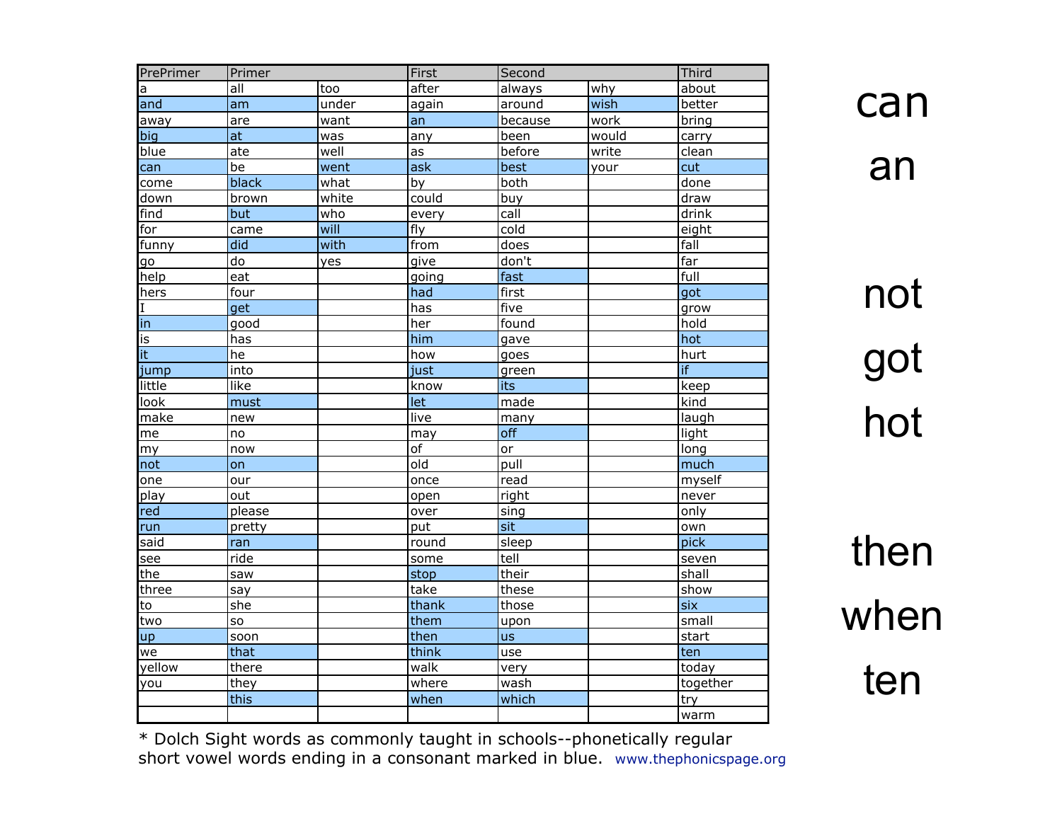| PrePrimer | Primer | | First | Second | | Third |
|---|---|---|---|---|---|---|
| a | all | too | after | always | why | about |
| and | am | under | again | around | wish | better |
| away | are | want | an | because | work | bring |
| big | at | was | any | been | would | carry |
| blue | ate | well | as | before | write | clean |
| can | be | went | ask | best | your | cut |
| come | black | what | by | both | | done |
| down | brown | white | could | buy | | draw |
| find | but | who | every | call | | drink |
| for | came | will | fly | cold | | eight |
| funny | did | with | from | does | | fall |
| go | do | yes | give | don't | | far |
| help | eat | | going | fast | | full |
| hers | four | | had | first | | got |
| I | get | | has | five | | grow |
| in | good | | her | found | | hold |
| is | has | | him | gave | | hot |
| it | he | | how | goes | | hurt |
| jump | into | | just | green | | if |
| little | like | | know | its | | keep |
| look | must | | let | made | | kind |
| make | new | | live | many | | laugh |
| me | no | | may | off | | light |
| my | now | | of | or | | long |
| not | on | | old | pull | | much |
| one | our | | once | read | | myself |
| play | out | | open | right | | never |
| red | please | | over | sing | | only |
| run | pretty | | put | sit | | own |
| said | ran | | round | sleep | | pick |
| see | ride | | some | tell | | seven |
| the | saw | | stop | their | | shall |
| three | say | | take | these | | show |
| to | she | | thank | those | | six |
| two | so | | them | upon | | small |
| up | soon | | then | us | | start |
| we | that | | think | use | | ten |
| yellow | there | | walk | very | | today |
| you | they | | where | wash | | together |
| | this | | when | which | | try |
| | | | | | | warm |

* Dolch Sight words as commonly taught in schools--phonetically regular short vowel words ending in a consonant marked in blue. www.thephonicspage.org

can

an

not

got

hot

then

when

ten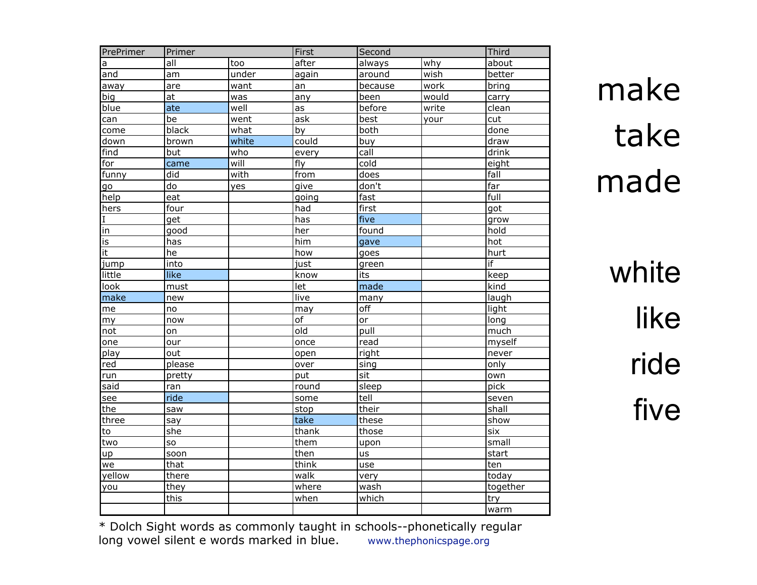| PrePrimer | Primer | | First | Second | | Third |
|---|---|---|---|---|---|---|
| a | all | too | after | always | why | about |
| and | am | under | again | around | wish | better |
| away | are | want | an | because | work | bring |
| big | at | was | any | been | would | carry |
| blue | ate | well | as | before | write | clean |
| can | be | went | ask | best | your | cut |
| come | black | what | by | both | | done |
| down | brown | white | could | buy | | draw |
| find | but | who | every | call | | drink |
| for | came | will | fly | cold | | eight |
| funny | did | with | from | does | | fall |
| go | do | yes | give | don't | | far |
| help | eat | | going | fast | | full |
| hers | four | | had | first | | got |
| I | get | | has | five | | grow |
| in | good | | her | found | | hold |
| is | has | | him | gave | | hot |
| it | he | | how | goes | | hurt |
| jump | into | | just | green | | if |
| little | like | | know | its | | keep |
| look | must | | let | made | | kind |
| make | new | | live | many | | laugh |
| me | no | | may | off | | light |
| my | now | | of | or | | long |
| not | on | | old | pull | | much |
| one | our | | once | read | | myself |
| play | out | | open | right | | never |
| red | please | | over | sing | | only |
| run | pretty | | put | sit | | own |
| said | ran | | round | sleep | | pick |
| see | ride | | some | tell | | seven |
| the | saw | | stop | their | | shall |
| three | say | | take | these | | show |
| to | she | | thank | those | | six |
| two | so | | them | upon | | small |
| up | soon | | then | us | | start |
| we | that | | think | use | | ten |
| yellow | there | | walk | very | | today |
| you | they | | where | wash | | together |
| | this | | when | which | | try |
| | | | | | | warm |

* Dolch Sight words as commonly taught in schools--phonetically regular long vowel silent e words marked in blue. www.thephonicspage.org

make

take

made

white

like

ride

five